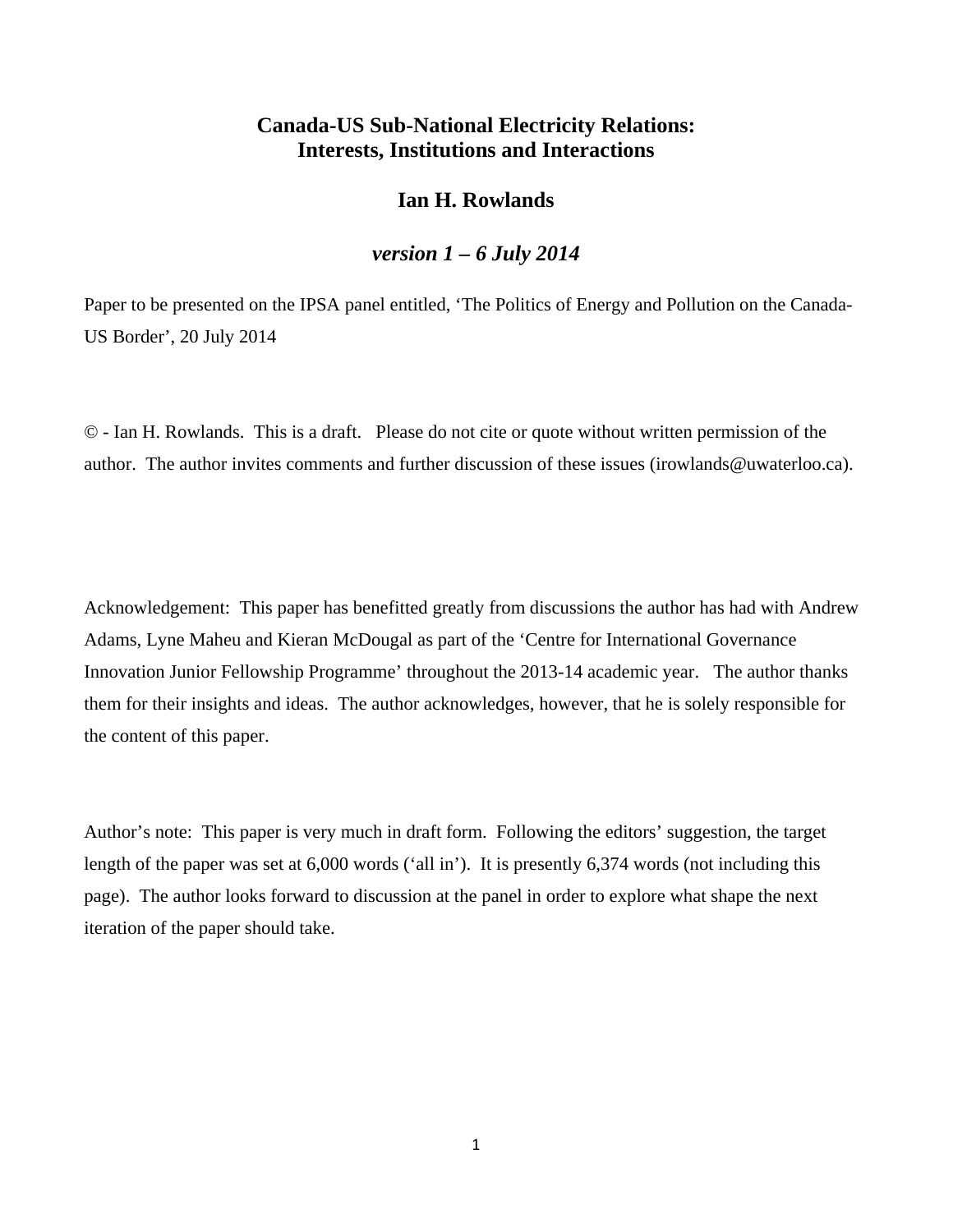# Canada-US Sub-National Electricity Relations: Interests, Institutions and Interactions

## Ian H. Rowlands

### *version 1 – 6 July 2014*

Paper to be presented on the IPSA panel entitled, 'The Politics of Energy and Pollution on the Canada-US Border', 20 July 2014

© - Ian H. Rowlands. This is a draft. Please do not cite or quote without written permission of the author. The author invites comments and further discussion of these issues (irowlands@uwaterloo.ca).

Acknowledgement: This paper has benefitted greatly from discussions the author has had with Andrew Adams, Lyne Maheu and Kieran McDougal as part of the 'Centre for International Governance Innovation Junior Fellowship Programme' throughout the 2013-14 academic year. The author thanks them for their insights and ideas. The author acknowledges, however, that he is solely responsible for the content of this paper.

Author's note: This paper is very much in draft form. Following the editors' suggestion, the target length of the paper was set at 6,000 words ('all in'). It is presently 6,374 words (not including this page). The author looks forward to discussion at the panel in order to explore what shape the next iteration of the paper should take.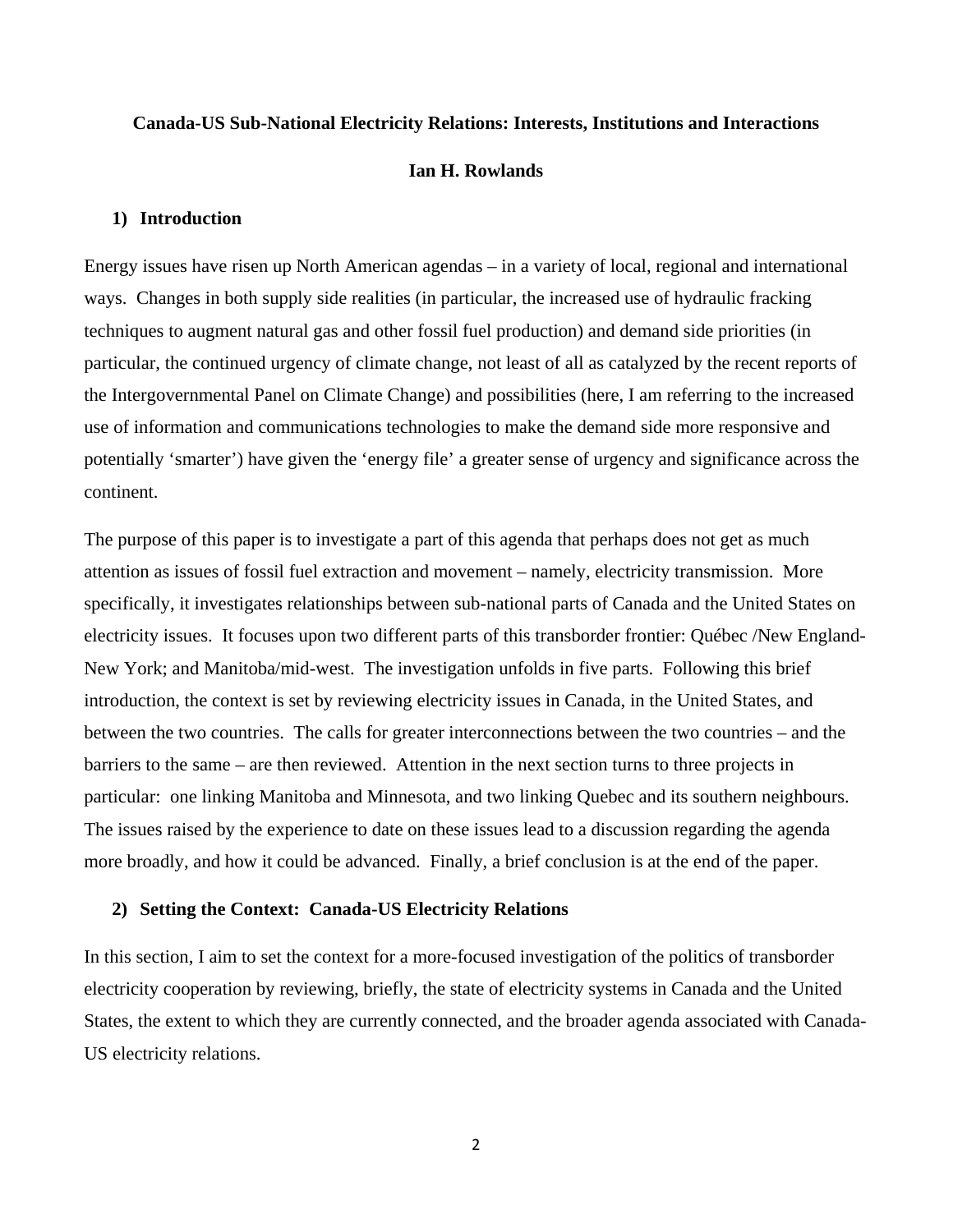**Canada-US Sub-National Electricity Relations: Interests, Institutions and Interactions**

**Ian H. Rowlands**

## 1) Introduction

Energy issues have risen up North American agendas – in a variety of local, regional and international ways. Changes in both supply side realities (in particular, the increased use of hydraulic fracking techniques to augment natural gas and other fossil fuel production) and demand side priorities (in particular, the continued urgency of climate change, not least of all as catalyzed by the recent reports of the Intergovernmental Panel on Climate Change) and possibilities (here, I am referring to the increased use of information and communications technologies to make the demand side more responsive and potentially 'smarter') have given the 'energy file' a greater sense of urgency and significance across the continent.

The purpose of this paper is to investigate a part of this agenda that perhaps does not get as much attention as issues of fossil fuel extraction and movement – namely, electricity transmission. More specifically, it investigates relationships between sub-national parts of Canada and the United States on electricity issues. It focuses upon two different parts of this transborder frontier: Québec /New England-New York; and Manitoba/mid-west. The investigation unfolds in five parts. Following this brief introduction, the context is set by reviewing electricity issues in Canada, in the United States, and between the two countries. The calls for greater interconnections between the two countries – and the barriers to the same – are then reviewed. Attention in the next section turns to three projects in particular: one linking Manitoba and Minnesota, and two linking Quebec and its southern neighbours. The issues raised by the experience to date on these issues lead to a discussion regarding the agenda more broadly, and how it could be advanced. Finally, a brief conclusion is at the end of the paper.

## 2) Setting the Context: Canada-US Electricity Relations

In this section, I aim to set the context for a more-focused investigation of the politics of transborder electricity cooperation by reviewing, briefly, the state of electricity systems in Canada and the United States, the extent to which they are currently connected, and the broader agenda associated with Canada-US electricity relations.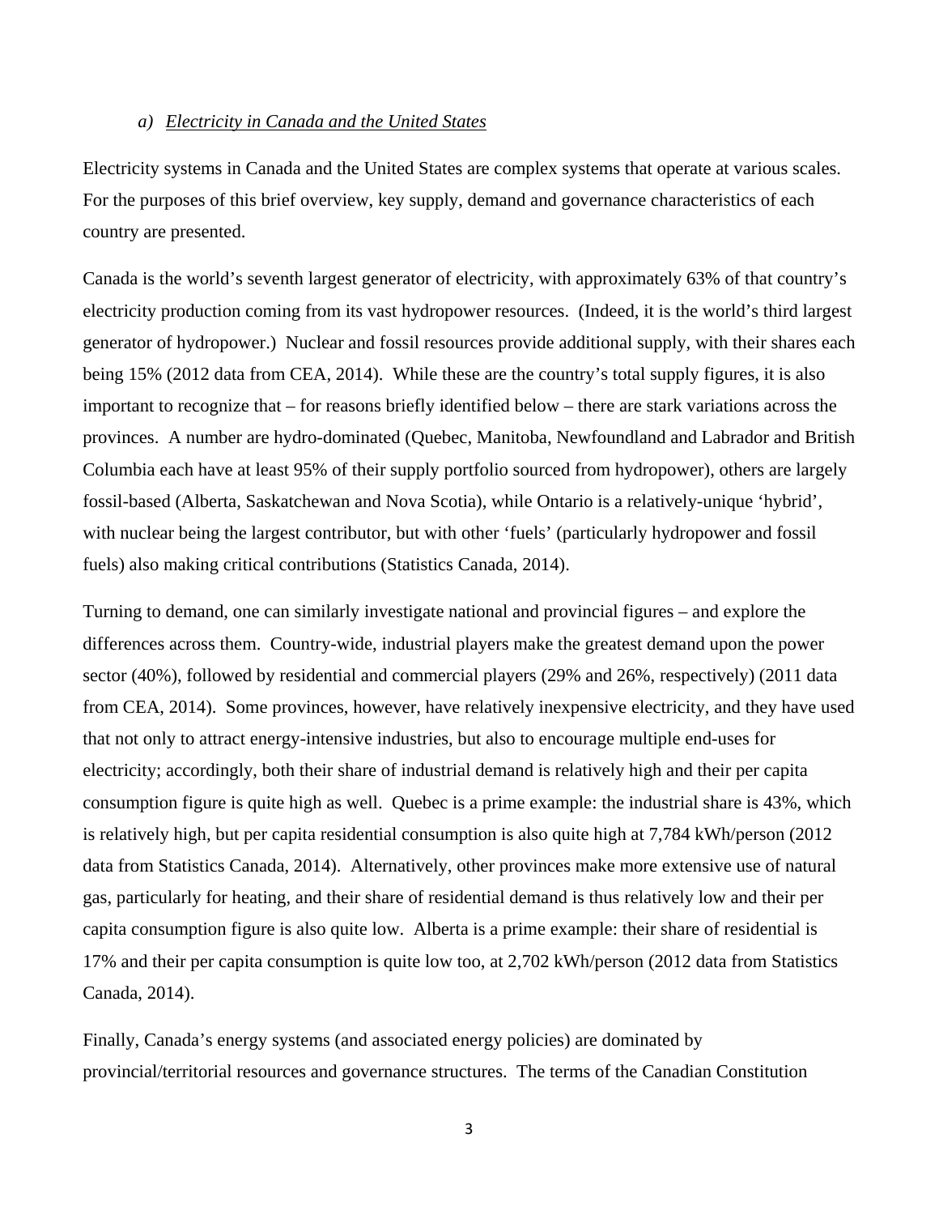### a) *Electricity in Canada and the United States*

Electricity systems in Canada and the United States are complex systems that operate at various scales. For the purposes of this brief overview, key supply, demand and governance characteristics of each country are presented.

Canada is the world's seventh largest generator of electricity, with approximately 63% of that country's electricity production coming from its vast hydropower resources. (Indeed, it is the world's third largest generator of hydropower.) Nuclear and fossil resources provide additional supply, with their shares each being 15% (2012 data from CEA, 2014). While these are the country's total supply figures, it is also important to recognize that – for reasons briefly identified below – there are stark variations across the provinces. A number are hydro-dominated (Quebec, Manitoba, Newfoundland and Labrador and British Columbia each have at least 95% of their supply portfolio sourced from hydropower), others are largely fossil-based (Alberta, Saskatchewan and Nova Scotia), while Ontario is a relatively-unique 'hybrid', with nuclear being the largest contributor, but with other 'fuels' (particularly hydropower and fossil fuels) also making critical contributions (Statistics Canada, 2014).

Turning to demand, one can similarly investigate national and provincial figures – and explore the differences across them. Country-wide, industrial players make the greatest demand upon the power sector (40%), followed by residential and commercial players (29% and 26%, respectively) (2011 data from CEA, 2014). Some provinces, however, have relatively inexpensive electricity, and they have used that not only to attract energy-intensive industries, but also to encourage multiple end-uses for electricity; accordingly, both their share of industrial demand is relatively high and their per capita consumption figure is quite high as well. Quebec is a prime example: the industrial share is 43%, which is relatively high, but per capita residential consumption is also quite high at 7,784 kWh/person (2012 data from Statistics Canada, 2014). Alternatively, other provinces make more extensive use of natural gas, particularly for heating, and their share of residential demand is thus relatively low and their per capita consumption figure is also quite low. Alberta is a prime example: their share of residential is 17% and their per capita consumption is quite low too, at 2,702 kWh/person (2012 data from Statistics Canada, 2014).

Finally, Canada's energy systems (and associated energy policies) are dominated by provincial/territorial resources and governance structures. The terms of the Canadian Constitution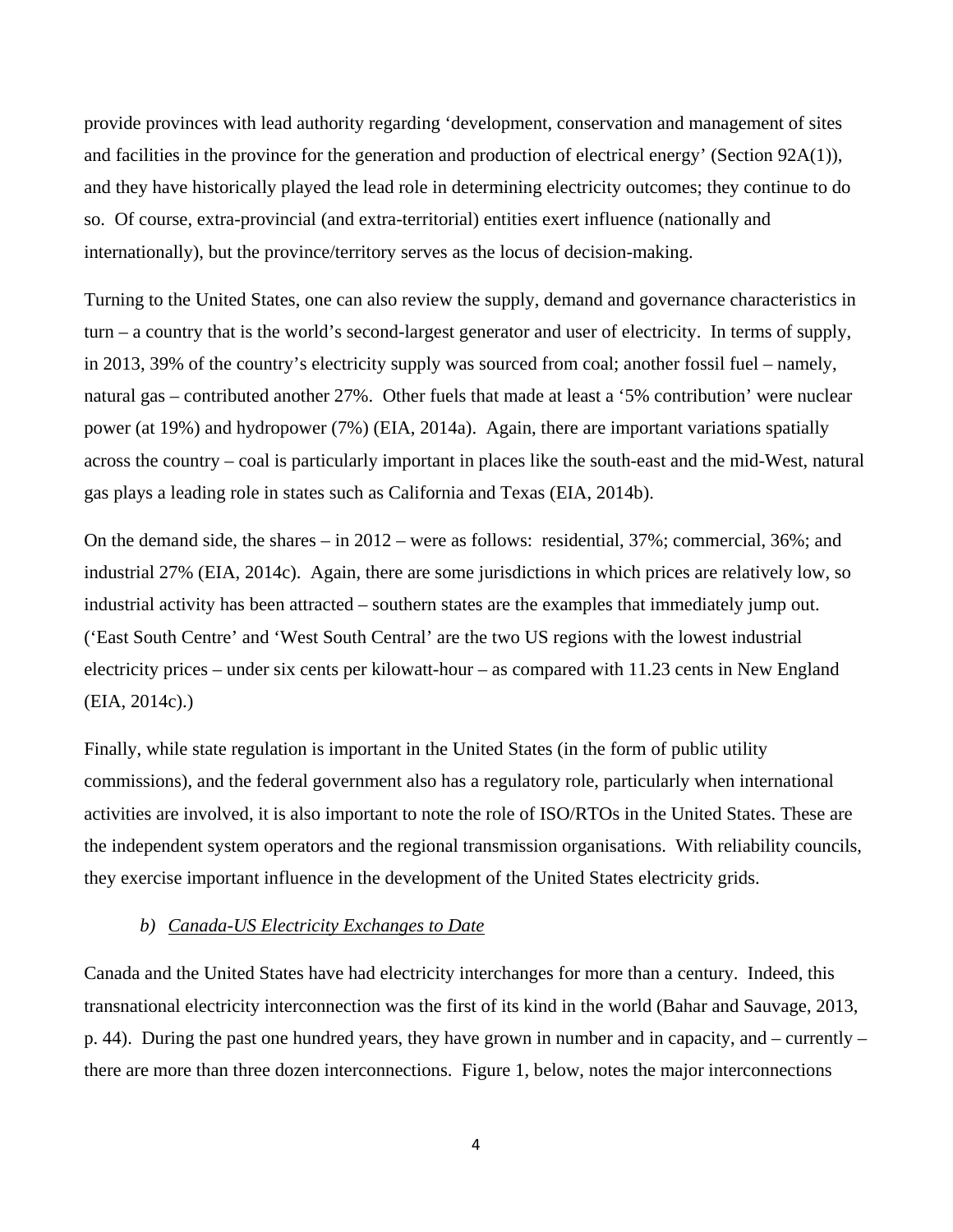provide provinces with lead authority regarding 'development, conservation and management of sites and facilities in the province for the generation and production of electrical energy' (Section 92A(1)), and they have historically played the lead role in determining electricity outcomes; they continue to do so. Of course, extra-provincial (and extra-territorial) entities exert influence (nationally and internationally), but the province/territory serves as the locus of decision-making.

Turning to the United States, one can also review the supply, demand and governance characteristics in turn – a country that is the world's second-largest generator and user of electricity. In terms of supply, in 2013, 39% of the country's electricity supply was sourced from coal; another fossil fuel – namely, natural gas – contributed another 27%. Other fuels that made at least a '5% contribution' were nuclear power (at 19%) and hydropower (7%) (EIA, 2014a). Again, there are important variations spatially across the country – coal is particularly important in places like the south-east and the mid-West, natural gas plays a leading role in states such as California and Texas (EIA, 2014b).

On the demand side, the shares – in 2012 – were as follows: residential, 37%; commercial, 36%; and industrial 27% (EIA, 2014c). Again, there are some jurisdictions in which prices are relatively low, so industrial activity has been attracted – southern states are the examples that immediately jump out. ('East South Centre' and 'West South Central' are the two US regions with the lowest industrial electricity prices – under six cents per kilowatt-hour – as compared with 11.23 cents in New England (EIA, 2014c).)

Finally, while state regulation is important in the United States (in the form of public utility commissions), and the federal government also has a regulatory role, particularly when international activities are involved, it is also important to note the role of ISO/RTOs in the United States. These are the independent system operators and the regional transmission organisations. With reliability councils, they exercise important influence in the development of the United States electricity grids.

### *b) Canada-US Electricity Exchanges to Date*

Canada and the United States have had electricity interchanges for more than a century. Indeed, this transnational electricity interconnection was the first of its kind in the world (Bahar and Sauvage, 2013, p. 44). During the past one hundred years, they have grown in number and in capacity, and – currently – there are more than three dozen interconnections. Figure 1, below, notes the major interconnections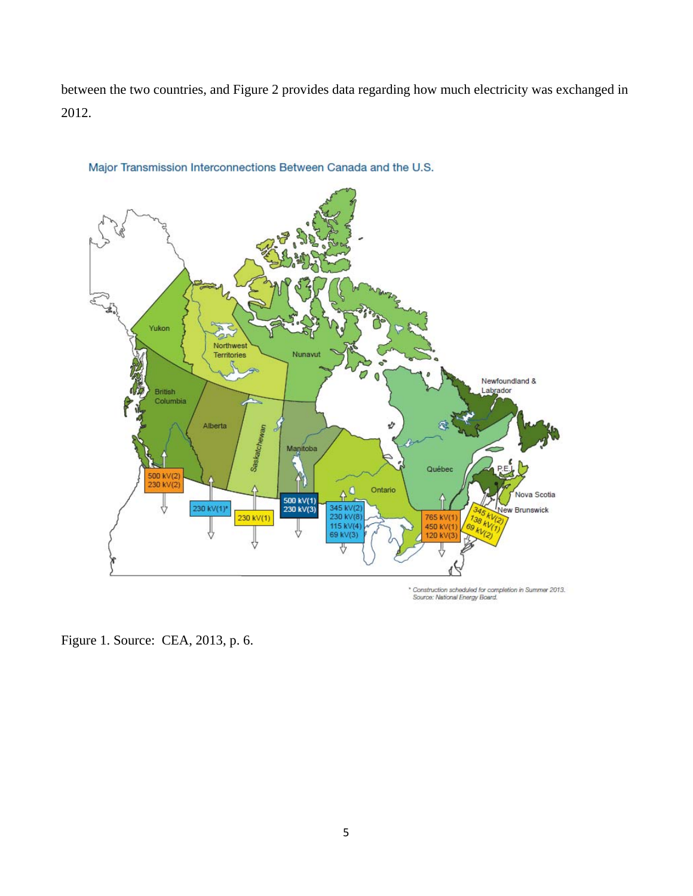between the two countries, and Figure 2 provides data regarding how much electricity was exchanged in 2012.

Major Transmission Interconnections Between Canada and the U.S.

Yukon

Northwest Territories

Nunavut

British Columbia

Alberta

Saskatchewan

Manitoba

Ontario

Québec

Newfoundland & Labrador

P.E.I.

Nova Scotia

New Brunswick

500 kV(2)
230 kV(2)

230 kV(1)*

230 kV(1)

500 kV(1)
230 kV(3)

345 kV(2)
230 kV(8)
115 kV(4)
69 kV(3)

765 kV(1)
450 kV(1)
120 kV(3)

345 kV(2)
138 kV(1)
69 kV(2)

\* Construction scheduled for completion in Summer 2013.
Source: National Energy Board.

Figure 1. Source: CEA, 2013, p. 6.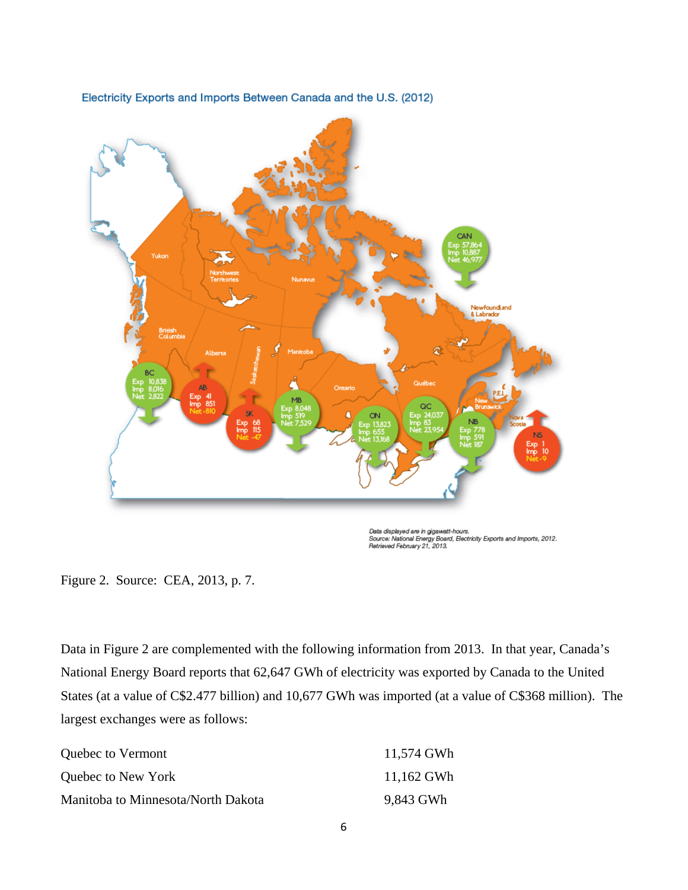Electricity Exports and Imports Between Canada and the U.S. (2012)

| Region | Exp | Imp | Net |
|---|---|---|---|
| CAN | 57,864 | 10,887 | 46,977 |
| BC | 10,838 | 8,016 | 2,822 |
| AB | 41 | 851 | -810 |
| SK | 68 | 115 | -47 |
| MB | 8,048 | 519 | 7,529 |
| ON | 13,823 | 655 | 13,168 |
| QC | 24,037 | 83 | 23,954 |
| NB | 778 | 591 | 187 |
| NS | 1 | 10 | -9 |

Data displayed are in gigawatt-hours.
Source: National Energy Board, Electricity Exports and Imports, 2012. Retrieved February 21, 2013.

Figure 2. Source: CEA, 2013, p. 7.

Data in Figure 2 are complemented with the following information from 2013. In that year, Canada's National Energy Board reports that 62,647 GWh of electricity was exported by Canada to the United States (at a value of C$2.477 billion) and 10,677 GWh was imported (at a value of C$368 million). The largest exchanges were as follows:

| | |
|---|---|
| Quebec to Vermont | 11,574 GWh |
| Quebec to New York | 11,162 GWh |
| Manitoba to Minnesota/North Dakota | 9,843 GWh |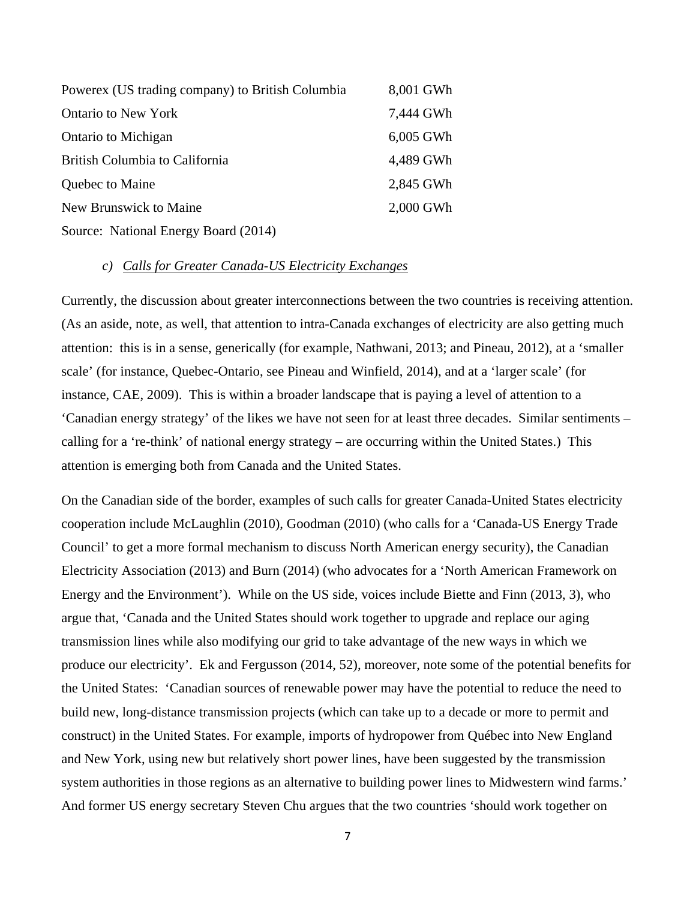| | |
|---|---|
| Powerex (US trading company) to British Columbia | 8,001 GWh |
| Ontario to New York | 7,444 GWh |
| Ontario to Michigan | 6,005 GWh |
| British Columbia to California | 4,489 GWh |
| Quebec to Maine | 2,845 GWh |
| New Brunswick to Maine | 2,000 GWh |

Source: National Energy Board (2014)

### *c) Calls for Greater Canada-US Electricity Exchanges*

Currently, the discussion about greater interconnections between the two countries is receiving attention. (As an aside, note, as well, that attention to intra-Canada exchanges of electricity are also getting much attention: this is in a sense, generically (for example, Nathwani, 2013; and Pineau, 2012), at a 'smaller scale' (for instance, Quebec-Ontario, see Pineau and Winfield, 2014), and at a 'larger scale' (for instance, CAE, 2009). This is within a broader landscape that is paying a level of attention to a 'Canadian energy strategy' of the likes we have not seen for at least three decades. Similar sentiments – calling for a 're-think' of national energy strategy – are occurring within the United States.) This attention is emerging both from Canada and the United States.

On the Canadian side of the border, examples of such calls for greater Canada-United States electricity cooperation include McLaughlin (2010), Goodman (2010) (who calls for a 'Canada-US Energy Trade Council' to get a more formal mechanism to discuss North American energy security), the Canadian Electricity Association (2013) and Burn (2014) (who advocates for a 'North American Framework on Energy and the Environment'). While on the US side, voices include Biette and Finn (2013, 3), who argue that, 'Canada and the United States should work together to upgrade and replace our aging transmission lines while also modifying our grid to take advantage of the new ways in which we produce our electricity'. Ek and Fergusson (2014, 52), moreover, note some of the potential benefits for the United States: 'Canadian sources of renewable power may have the potential to reduce the need to build new, long-distance transmission projects (which can take up to a decade or more to permit and construct) in the United States. For example, imports of hydropower from Québec into New England and New York, using new but relatively short power lines, have been suggested by the transmission system authorities in those regions as an alternative to building power lines to Midwestern wind farms.' And former US energy secretary Steven Chu argues that the two countries 'should work together on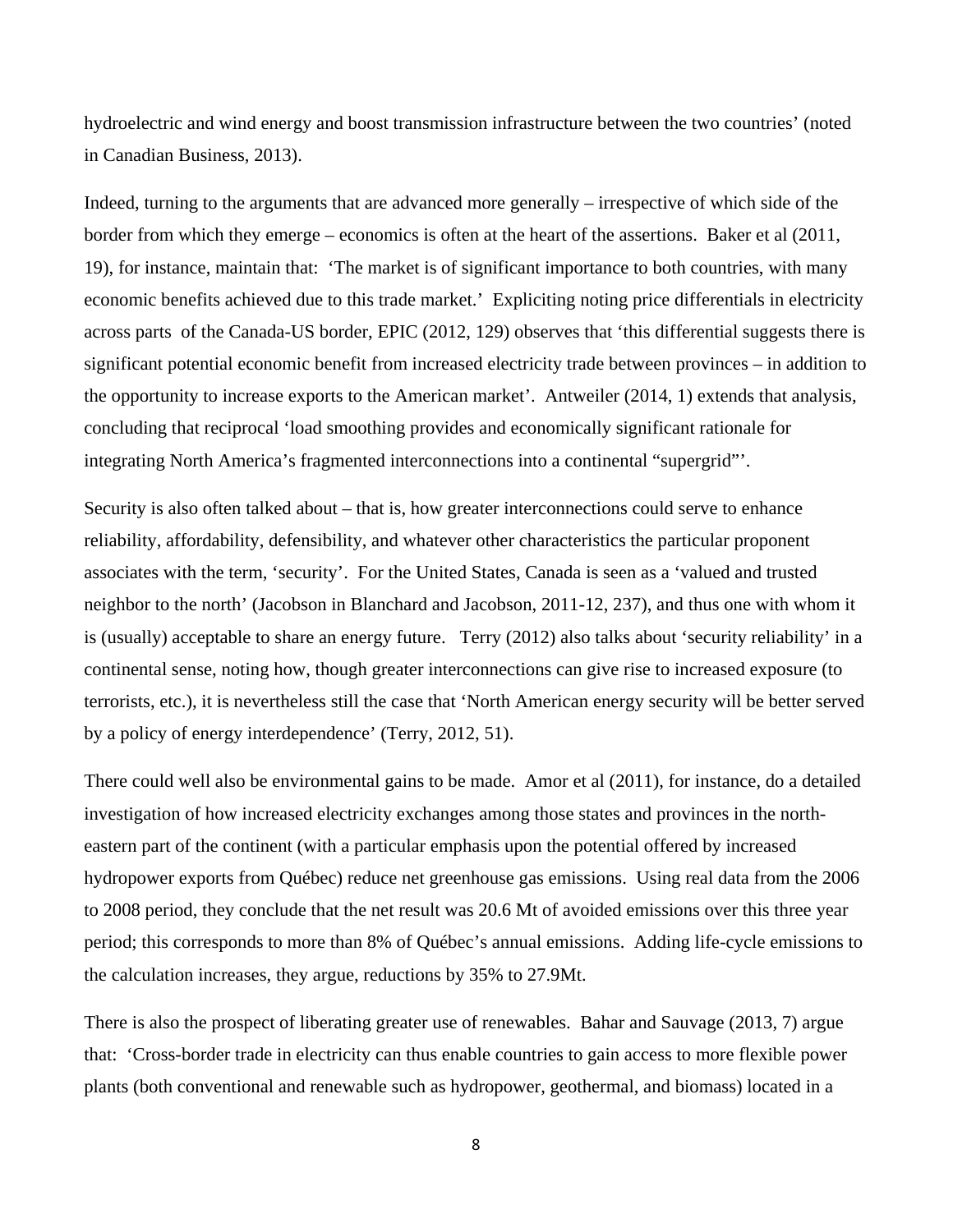hydroelectric and wind energy and boost transmission infrastructure between the two countries' (noted in Canadian Business, 2013).

Indeed, turning to the arguments that are advanced more generally – irrespective of which side of the border from which they emerge – economics is often at the heart of the assertions. Baker et al (2011, 19), for instance, maintain that: 'The market is of significant importance to both countries, with many economic benefits achieved due to this trade market.' Expliciting noting price differentials in electricity across parts of the Canada-US border, EPIC (2012, 129) observes that 'this differential suggests there is significant potential economic benefit from increased electricity trade between provinces – in addition to the opportunity to increase exports to the American market'. Antweiler (2014, 1) extends that analysis, concluding that reciprocal 'load smoothing provides and economically significant rationale for integrating North America's fragmented interconnections into a continental "supergrid"'.

Security is also often talked about – that is, how greater interconnections could serve to enhance reliability, affordability, defensibility, and whatever other characteristics the particular proponent associates with the term, 'security'. For the United States, Canada is seen as a 'valued and trusted neighbor to the north' (Jacobson in Blanchard and Jacobson, 2011-12, 237), and thus one with whom it is (usually) acceptable to share an energy future. Terry (2012) also talks about 'security reliability' in a continental sense, noting how, though greater interconnections can give rise to increased exposure (to terrorists, etc.), it is nevertheless still the case that 'North American energy security will be better served by a policy of energy interdependence' (Terry, 2012, 51).

There could well also be environmental gains to be made. Amor et al (2011), for instance, do a detailed investigation of how increased electricity exchanges among those states and provinces in the north-eastern part of the continent (with a particular emphasis upon the potential offered by increased hydropower exports from Québec) reduce net greenhouse gas emissions. Using real data from the 2006 to 2008 period, they conclude that the net result was 20.6 Mt of avoided emissions over this three year period; this corresponds to more than 8% of Québec's annual emissions. Adding life-cycle emissions to the calculation increases, they argue, reductions by 35% to 27.9Mt.

There is also the prospect of liberating greater use of renewables. Bahar and Sauvage (2013, 7) argue that: 'Cross-border trade in electricity can thus enable countries to gain access to more flexible power plants (both conventional and renewable such as hydropower, geothermal, and biomass) located in a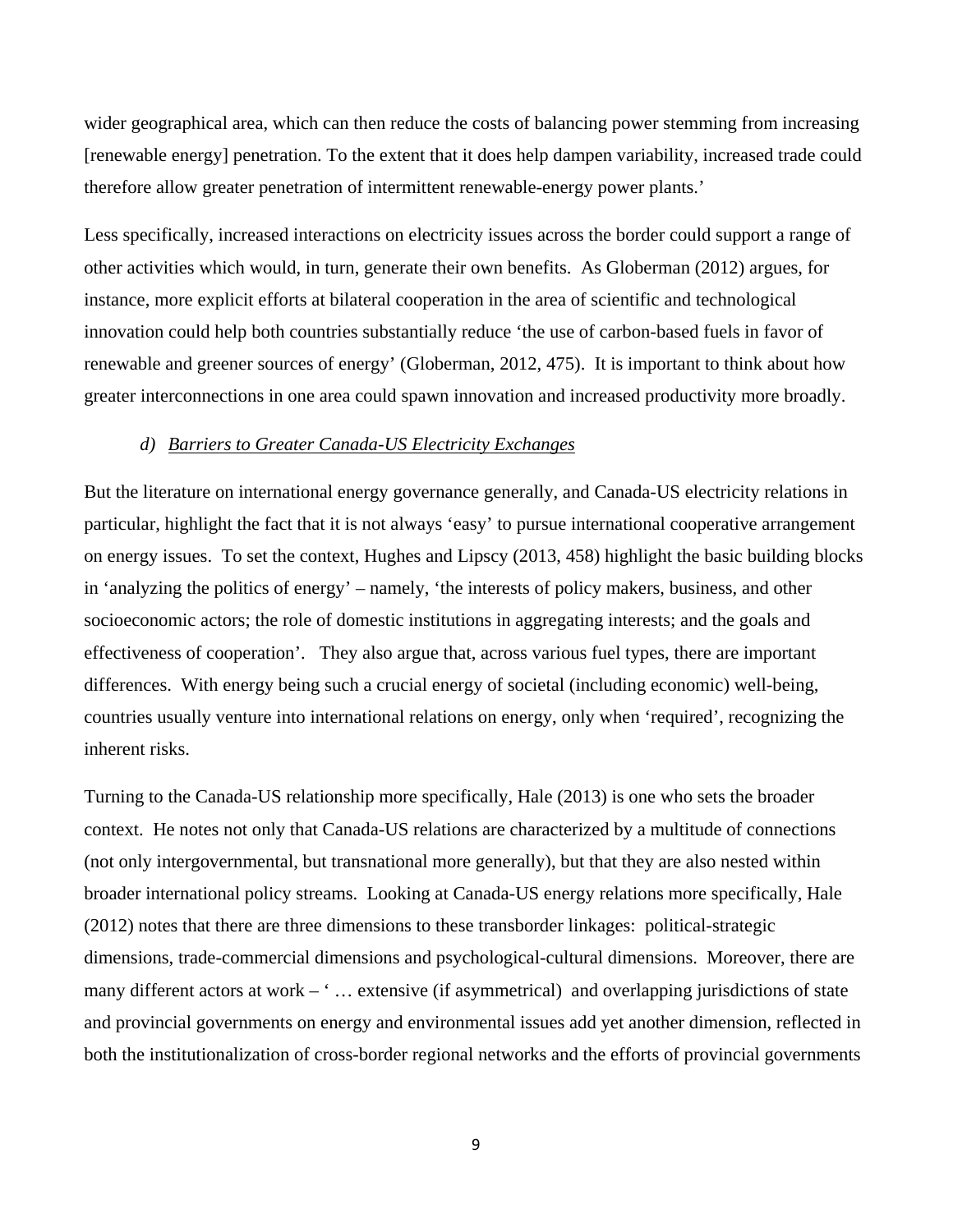wider geographical area, which can then reduce the costs of balancing power stemming from increasing [renewable energy] penetration. To the extent that it does help dampen variability, increased trade could therefore allow greater penetration of intermittent renewable-energy power plants.'

Less specifically, increased interactions on electricity issues across the border could support a range of other activities which would, in turn, generate their own benefits. As Globerman (2012) argues, for instance, more explicit efforts at bilateral cooperation in the area of scientific and technological innovation could help both countries substantially reduce 'the use of carbon-based fuels in favor of renewable and greener sources of energy' (Globerman, 2012, 475). It is important to think about how greater interconnections in one area could spawn innovation and increased productivity more broadly.

### *d) <u>Barriers to Greater Canada-US Electricity Exchanges</u>*

But the literature on international energy governance generally, and Canada-US electricity relations in particular, highlight the fact that it is not always 'easy' to pursue international cooperative arrangement on energy issues. To set the context, Hughes and Lipscy (2013, 458) highlight the basic building blocks in 'analyzing the politics of energy' – namely, 'the interests of policy makers, business, and other socioeconomic actors; the role of domestic institutions in aggregating interests; and the goals and effectiveness of cooperation'. They also argue that, across various fuel types, there are important differences. With energy being such a crucial energy of societal (including economic) well-being, countries usually venture into international relations on energy, only when 'required', recognizing the inherent risks.

Turning to the Canada-US relationship more specifically, Hale (2013) is one who sets the broader context. He notes not only that Canada-US relations are characterized by a multitude of connections (not only intergovernmental, but transnational more generally), but that they are also nested within broader international policy streams. Looking at Canada-US energy relations more specifically, Hale (2012) notes that there are three dimensions to these transborder linkages: political-strategic dimensions, trade-commercial dimensions and psychological-cultural dimensions. Moreover, there are many different actors at work – ' … extensive (if asymmetrical) and overlapping jurisdictions of state and provincial governments on energy and environmental issues add yet another dimension, reflected in both the institutionalization of cross-border regional networks and the efforts of provincial governments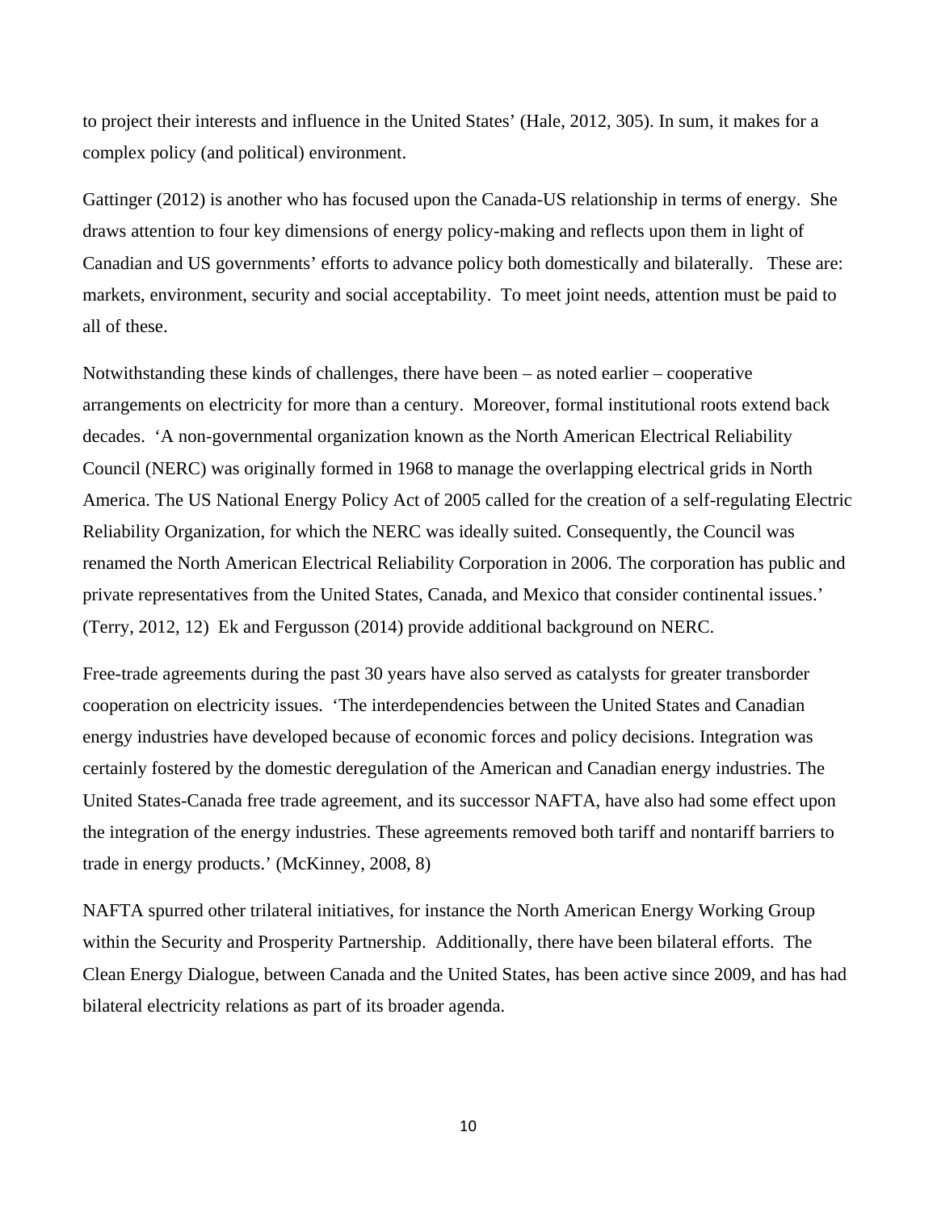to project their interests and influence in the United States' (Hale, 2012, 305). In sum, it makes for a complex policy (and political) environment.

Gattinger (2012) is another who has focused upon the Canada-US relationship in terms of energy. She draws attention to four key dimensions of energy policy-making and reflects upon them in light of Canadian and US governments' efforts to advance policy both domestically and bilaterally. These are: markets, environment, security and social acceptability. To meet joint needs, attention must be paid to all of these.

Notwithstanding these kinds of challenges, there have been – as noted earlier – cooperative arrangements on electricity for more than a century. Moreover, formal institutional roots extend back decades. 'A non-governmental organization known as the North American Electrical Reliability Council (NERC) was originally formed in 1968 to manage the overlapping electrical grids in North America. The US National Energy Policy Act of 2005 called for the creation of a self-regulating Electric Reliability Organization, for which the NERC was ideally suited. Consequently, the Council was renamed the North American Electrical Reliability Corporation in 2006. The corporation has public and private representatives from the United States, Canada, and Mexico that consider continental issues.' (Terry, 2012, 12) Ek and Fergusson (2014) provide additional background on NERC.

Free-trade agreements during the past 30 years have also served as catalysts for greater transborder cooperation on electricity issues. 'The interdependencies between the United States and Canadian energy industries have developed because of economic forces and policy decisions. Integration was certainly fostered by the domestic deregulation of the American and Canadian energy industries. The United States-Canada free trade agreement, and its successor NAFTA, have also had some effect upon the integration of the energy industries. These agreements removed both tariff and nontariff barriers to trade in energy products.' (McKinney, 2008, 8)

NAFTA spurred other trilateral initiatives, for instance the North American Energy Working Group within the Security and Prosperity Partnership. Additionally, there have been bilateral efforts. The Clean Energy Dialogue, between Canada and the United States, has been active since 2009, and has had bilateral electricity relations as part of its broader agenda.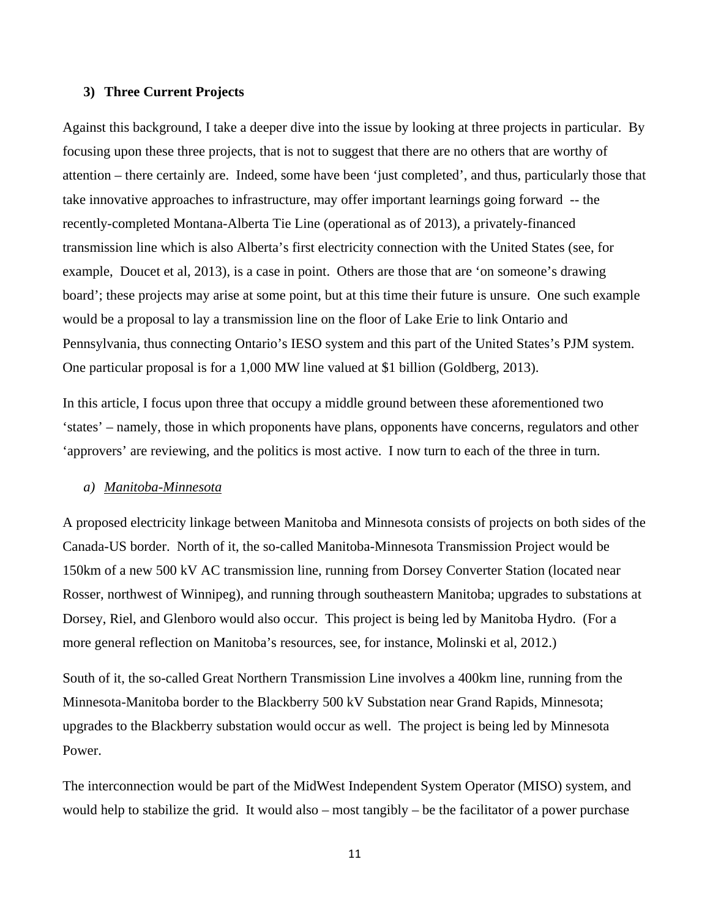### 3) Three Current Projects

Against this background, I take a deeper dive into the issue by looking at three projects in particular. By focusing upon these three projects, that is not to suggest that there are no others that are worthy of attention – there certainly are. Indeed, some have been 'just completed', and thus, particularly those that take innovative approaches to infrastructure, may offer important learnings going forward -- the recently-completed Montana-Alberta Tie Line (operational as of 2013), a privately-financed transmission line which is also Alberta's first electricity connection with the United States (see, for example, Doucet et al, 2013), is a case in point. Others are those that are 'on someone's drawing board'; these projects may arise at some point, but at this time their future is unsure. One such example would be a proposal to lay a transmission line on the floor of Lake Erie to link Ontario and Pennsylvania, thus connecting Ontario's IESO system and this part of the United States's PJM system. One particular proposal is for a 1,000 MW line valued at $1 billion (Goldberg, 2013).

In this article, I focus upon three that occupy a middle ground between these aforementioned two 'states' – namely, those in which proponents have plans, opponents have concerns, regulators and other 'approvers' are reviewing, and the politics is most active. I now turn to each of the three in turn.

#### a) *Manitoba-Minnesota*

A proposed electricity linkage between Manitoba and Minnesota consists of projects on both sides of the Canada-US border. North of it, the so-called Manitoba-Minnesota Transmission Project would be 150km of a new 500 kV AC transmission line, running from Dorsey Converter Station (located near Rosser, northwest of Winnipeg), and running through southeastern Manitoba; upgrades to substations at Dorsey, Riel, and Glenboro would also occur. This project is being led by Manitoba Hydro. (For a more general reflection on Manitoba's resources, see, for instance, Molinski et al, 2012.)

South of it, the so-called Great Northern Transmission Line involves a 400km line, running from the Minnesota-Manitoba border to the Blackberry 500 kV Substation near Grand Rapids, Minnesota; upgrades to the Blackberry substation would occur as well. The project is being led by Minnesota Power.

The interconnection would be part of the MidWest Independent System Operator (MISO) system, and would help to stabilize the grid. It would also – most tangibly – be the facilitator of a power purchase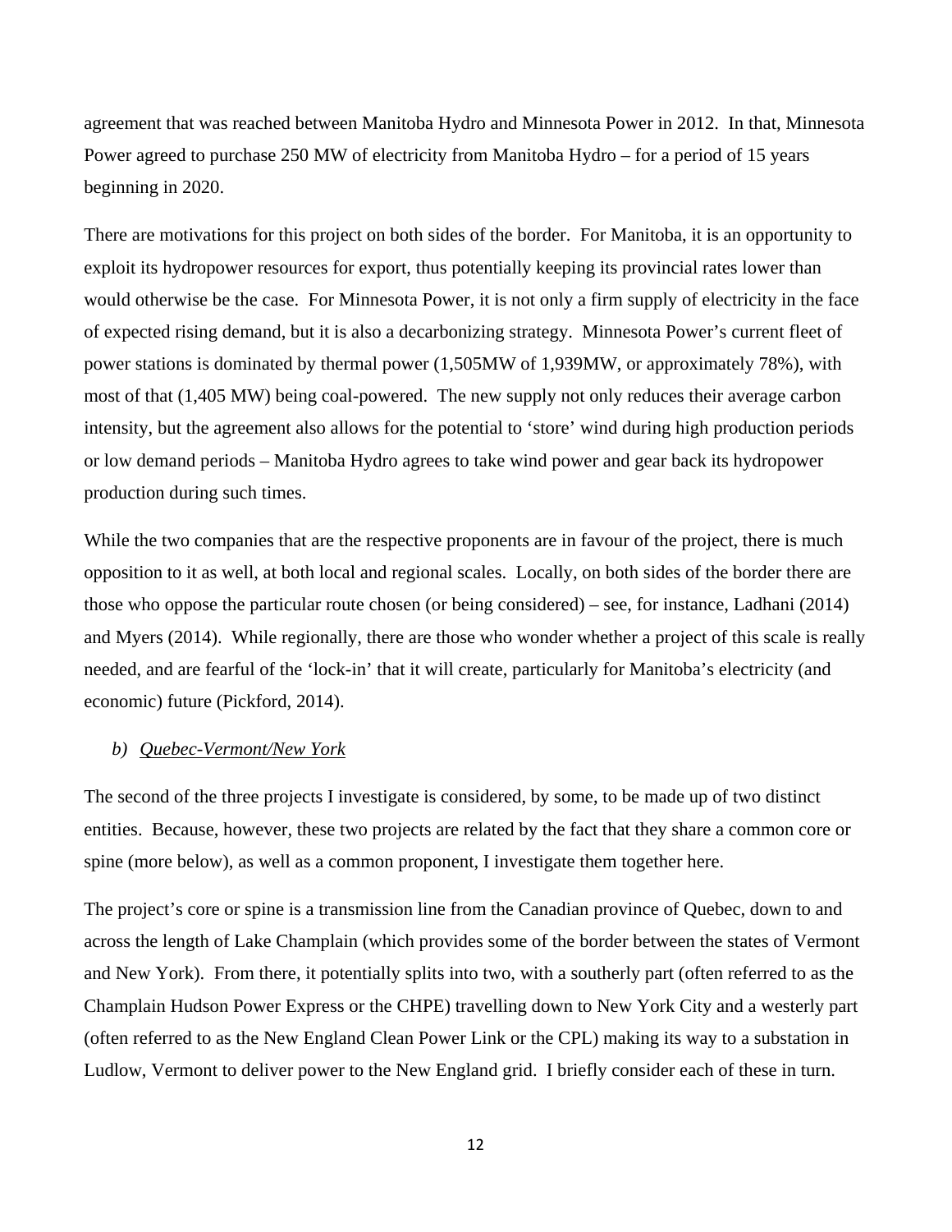agreement that was reached between Manitoba Hydro and Minnesota Power in 2012. In that, Minnesota Power agreed to purchase 250 MW of electricity from Manitoba Hydro – for a period of 15 years beginning in 2020.

There are motivations for this project on both sides of the border. For Manitoba, it is an opportunity to exploit its hydropower resources for export, thus potentially keeping its provincial rates lower than would otherwise be the case. For Minnesota Power, it is not only a firm supply of electricity in the face of expected rising demand, but it is also a decarbonizing strategy. Minnesota Power's current fleet of power stations is dominated by thermal power (1,505MW of 1,939MW, or approximately 78%), with most of that (1,405 MW) being coal-powered. The new supply not only reduces their average carbon intensity, but the agreement also allows for the potential to 'store' wind during high production periods or low demand periods – Manitoba Hydro agrees to take wind power and gear back its hydropower production during such times.

While the two companies that are the respective proponents are in favour of the project, there is much opposition to it as well, at both local and regional scales. Locally, on both sides of the border there are those who oppose the particular route chosen (or being considered) – see, for instance, Ladhani (2014) and Myers (2014). While regionally, there are those who wonder whether a project of this scale is really needed, and are fearful of the 'lock-in' that it will create, particularly for Manitoba's electricity (and economic) future (Pickford, 2014).

### b) *Quebec-Vermont/New York*

The second of the three projects I investigate is considered, by some, to be made up of two distinct entities. Because, however, these two projects are related by the fact that they share a common core or spine (more below), as well as a common proponent, I investigate them together here.

The project's core or spine is a transmission line from the Canadian province of Quebec, down to and across the length of Lake Champlain (which provides some of the border between the states of Vermont and New York). From there, it potentially splits into two, with a southerly part (often referred to as the Champlain Hudson Power Express or the CHPE) travelling down to New York City and a westerly part (often referred to as the New England Clean Power Link or the CPL) making its way to a substation in Ludlow, Vermont to deliver power to the New England grid. I briefly consider each of these in turn.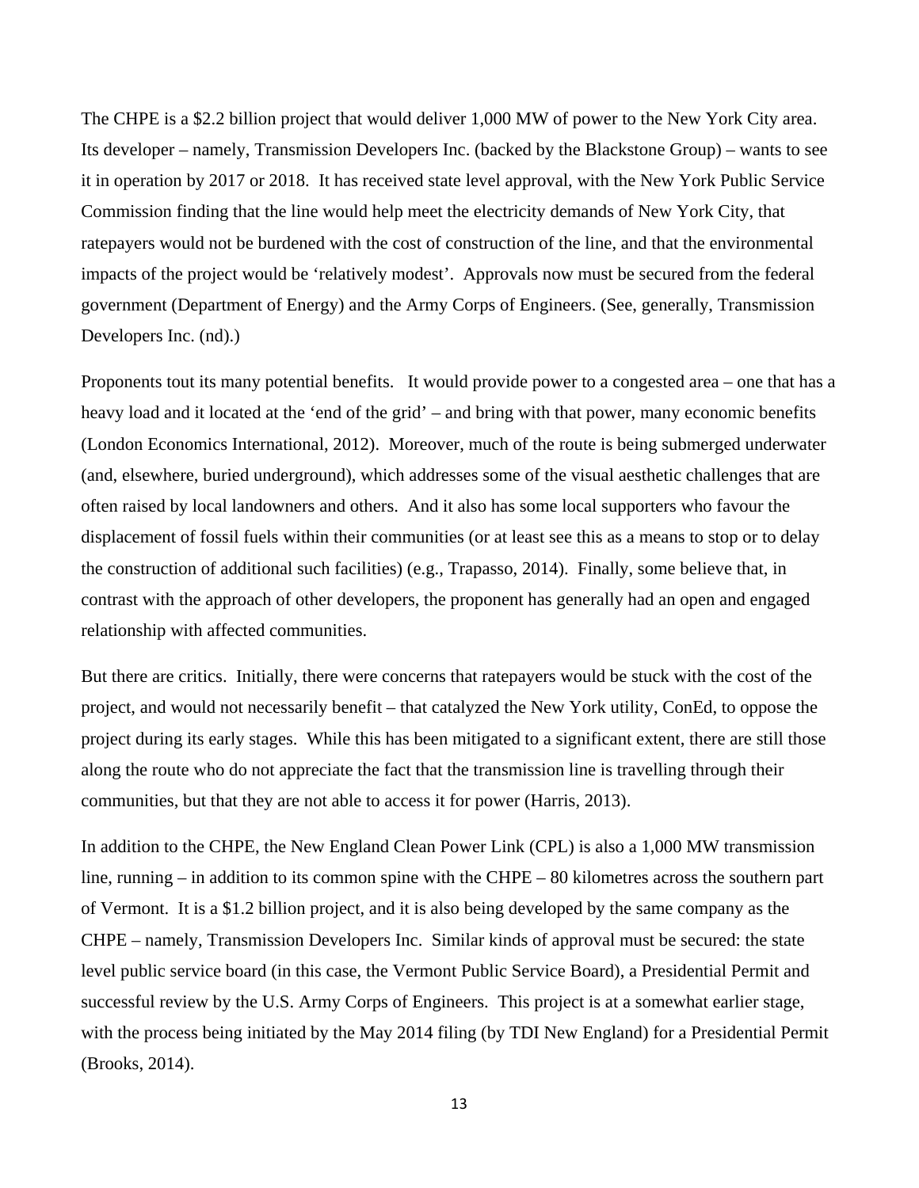The CHPE is a $2.2 billion project that would deliver 1,000 MW of power to the New York City area. Its developer – namely, Transmission Developers Inc. (backed by the Blackstone Group) – wants to see it in operation by 2017 or 2018. It has received state level approval, with the New York Public Service Commission finding that the line would help meet the electricity demands of New York City, that ratepayers would not be burdened with the cost of construction of the line, and that the environmental impacts of the project would be 'relatively modest'. Approvals now must be secured from the federal government (Department of Energy) and the Army Corps of Engineers. (See, generally, Transmission Developers Inc. (nd).)

Proponents tout its many potential benefits. It would provide power to a congested area – one that has a heavy load and it located at the 'end of the grid' – and bring with that power, many economic benefits (London Economics International, 2012). Moreover, much of the route is being submerged underwater (and, elsewhere, buried underground), which addresses some of the visual aesthetic challenges that are often raised by local landowners and others. And it also has some local supporters who favour the displacement of fossil fuels within their communities (or at least see this as a means to stop or to delay the construction of additional such facilities) (e.g., Trapasso, 2014). Finally, some believe that, in contrast with the approach of other developers, the proponent has generally had an open and engaged relationship with affected communities.

But there are critics. Initially, there were concerns that ratepayers would be stuck with the cost of the project, and would not necessarily benefit – that catalyzed the New York utility, ConEd, to oppose the project during its early stages. While this has been mitigated to a significant extent, there are still those along the route who do not appreciate the fact that the transmission line is travelling through their communities, but that they are not able to access it for power (Harris, 2013).

In addition to the CHPE, the New England Clean Power Link (CPL) is also a 1,000 MW transmission line, running – in addition to its common spine with the CHPE – 80 kilometres across the southern part of Vermont. It is a $1.2 billion project, and it is also being developed by the same company as the CHPE – namely, Transmission Developers Inc. Similar kinds of approval must be secured: the state level public service board (in this case, the Vermont Public Service Board), a Presidential Permit and successful review by the U.S. Army Corps of Engineers. This project is at a somewhat earlier stage, with the process being initiated by the May 2014 filing (by TDI New England) for a Presidential Permit (Brooks, 2014).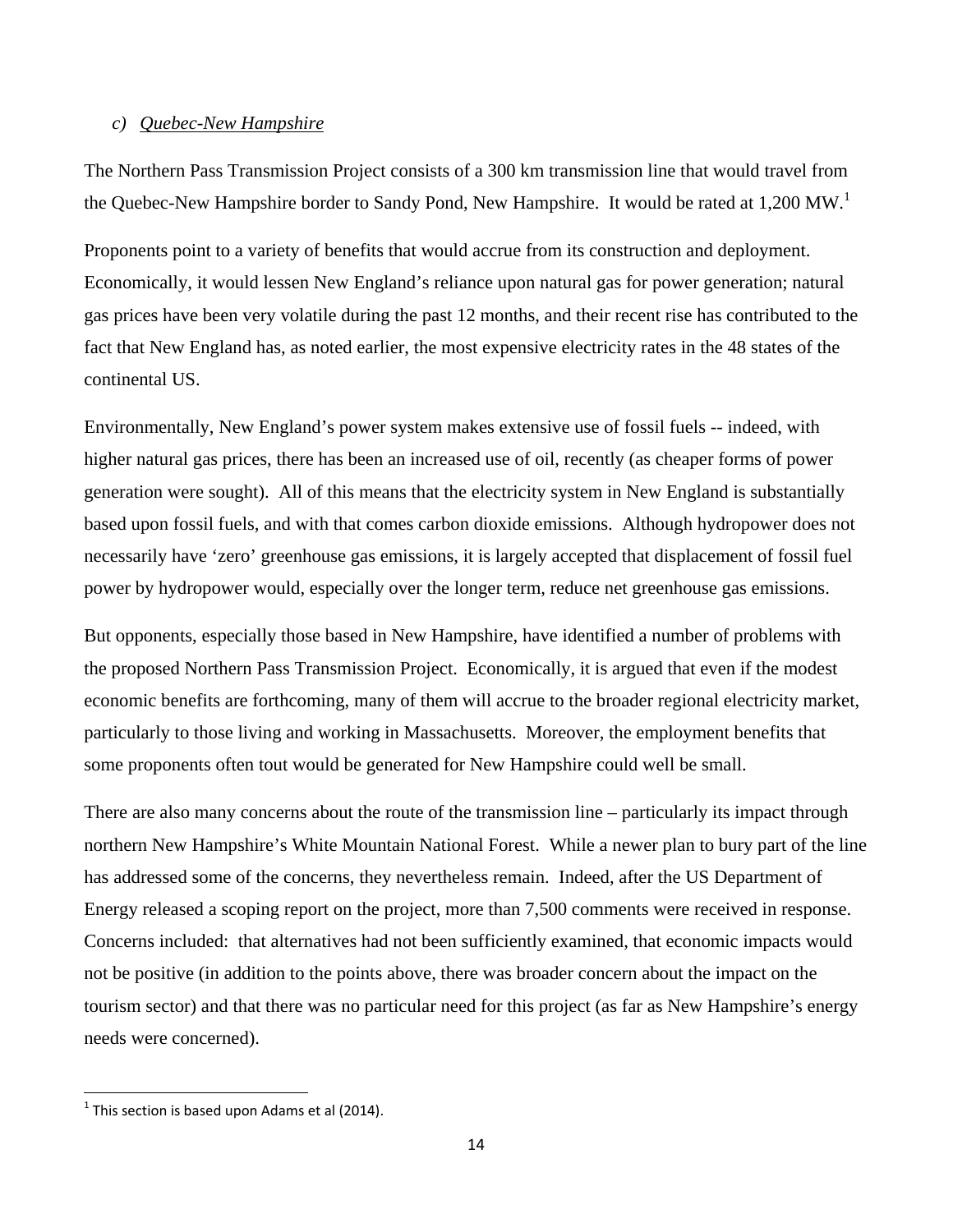### *c) Quebec-New Hampshire*

The Northern Pass Transmission Project consists of a 300 km transmission line that would travel from the Quebec-New Hampshire border to Sandy Pond, New Hampshire. It would be rated at 1,200 MW.[1]

Proponents point to a variety of benefits that would accrue from its construction and deployment. Economically, it would lessen New England's reliance upon natural gas for power generation; natural gas prices have been very volatile during the past 12 months, and their recent rise has contributed to the fact that New England has, as noted earlier, the most expensive electricity rates in the 48 states of the continental US.

Environmentally, New England's power system makes extensive use of fossil fuels -- indeed, with higher natural gas prices, there has been an increased use of oil, recently (as cheaper forms of power generation were sought). All of this means that the electricity system in New England is substantially based upon fossil fuels, and with that comes carbon dioxide emissions. Although hydropower does not necessarily have 'zero' greenhouse gas emissions, it is largely accepted that displacement of fossil fuel power by hydropower would, especially over the longer term, reduce net greenhouse gas emissions.

But opponents, especially those based in New Hampshire, have identified a number of problems with the proposed Northern Pass Transmission Project. Economically, it is argued that even if the modest economic benefits are forthcoming, many of them will accrue to the broader regional electricity market, particularly to those living and working in Massachusetts. Moreover, the employment benefits that some proponents often tout would be generated for New Hampshire could well be small.

There are also many concerns about the route of the transmission line – particularly its impact through northern New Hampshire's White Mountain National Forest. While a newer plan to bury part of the line has addressed some of the concerns, they nevertheless remain. Indeed, after the US Department of Energy released a scoping report on the project, more than 7,500 comments were received in response. Concerns included: that alternatives had not been sufficiently examined, that economic impacts would not be positive (in addition to the points above, there was broader concern about the impact on the tourism sector) and that there was no particular need for this project (as far as New Hampshire's energy needs were concerned).

---

[1] This section is based upon Adams et al (2014).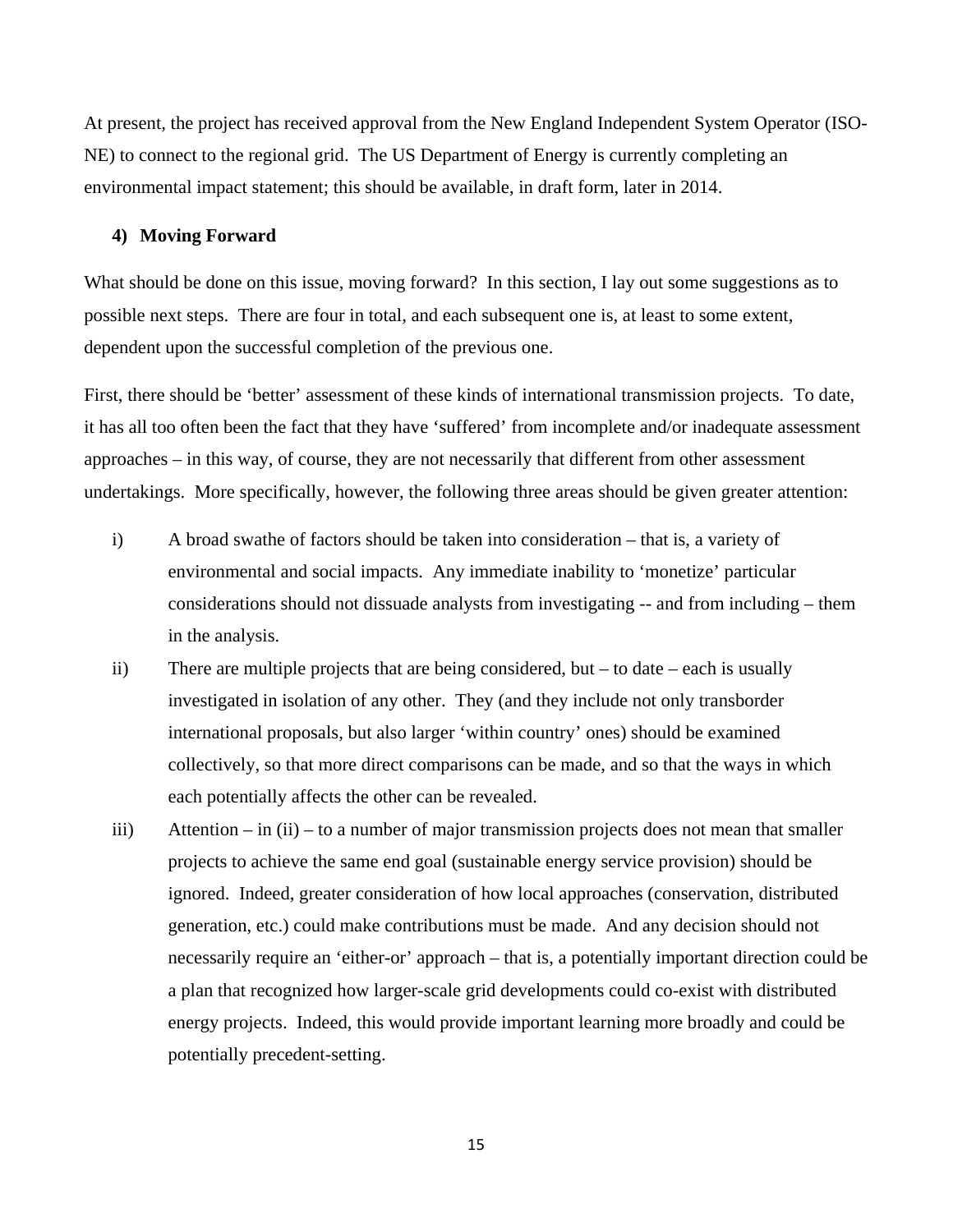At present, the project has received approval from the New England Independent System Operator (ISO-NE) to connect to the regional grid. The US Department of Energy is currently completing an environmental impact statement; this should be available, in draft form, later in 2014.

## 4) Moving Forward

What should be done on this issue, moving forward? In this section, I lay out some suggestions as to possible next steps. There are four in total, and each subsequent one is, at least to some extent, dependent upon the successful completion of the previous one.

First, there should be 'better' assessment of these kinds of international transmission projects. To date, it has all too often been the fact that they have 'suffered' from incomplete and/or inadequate assessment approaches – in this way, of course, they are not necessarily that different from other assessment undertakings. More specifically, however, the following three areas should be given greater attention:

i) A broad swathe of factors should be taken into consideration – that is, a variety of environmental and social impacts. Any immediate inability to 'monetize' particular considerations should not dissuade analysts from investigating -- and from including – them in the analysis.

ii) There are multiple projects that are being considered, but – to date – each is usually investigated in isolation of any other. They (and they include not only transborder international proposals, but also larger 'within country' ones) should be examined collectively, so that more direct comparisons can be made, and so that the ways in which each potentially affects the other can be revealed.

iii) Attention – in (ii) – to a number of major transmission projects does not mean that smaller projects to achieve the same end goal (sustainable energy service provision) should be ignored. Indeed, greater consideration of how local approaches (conservation, distributed generation, etc.) could make contributions must be made. And any decision should not necessarily require an 'either-or' approach – that is, a potentially important direction could be a plan that recognized how larger-scale grid developments could co-exist with distributed energy projects. Indeed, this would provide important learning more broadly and could be potentially precedent-setting.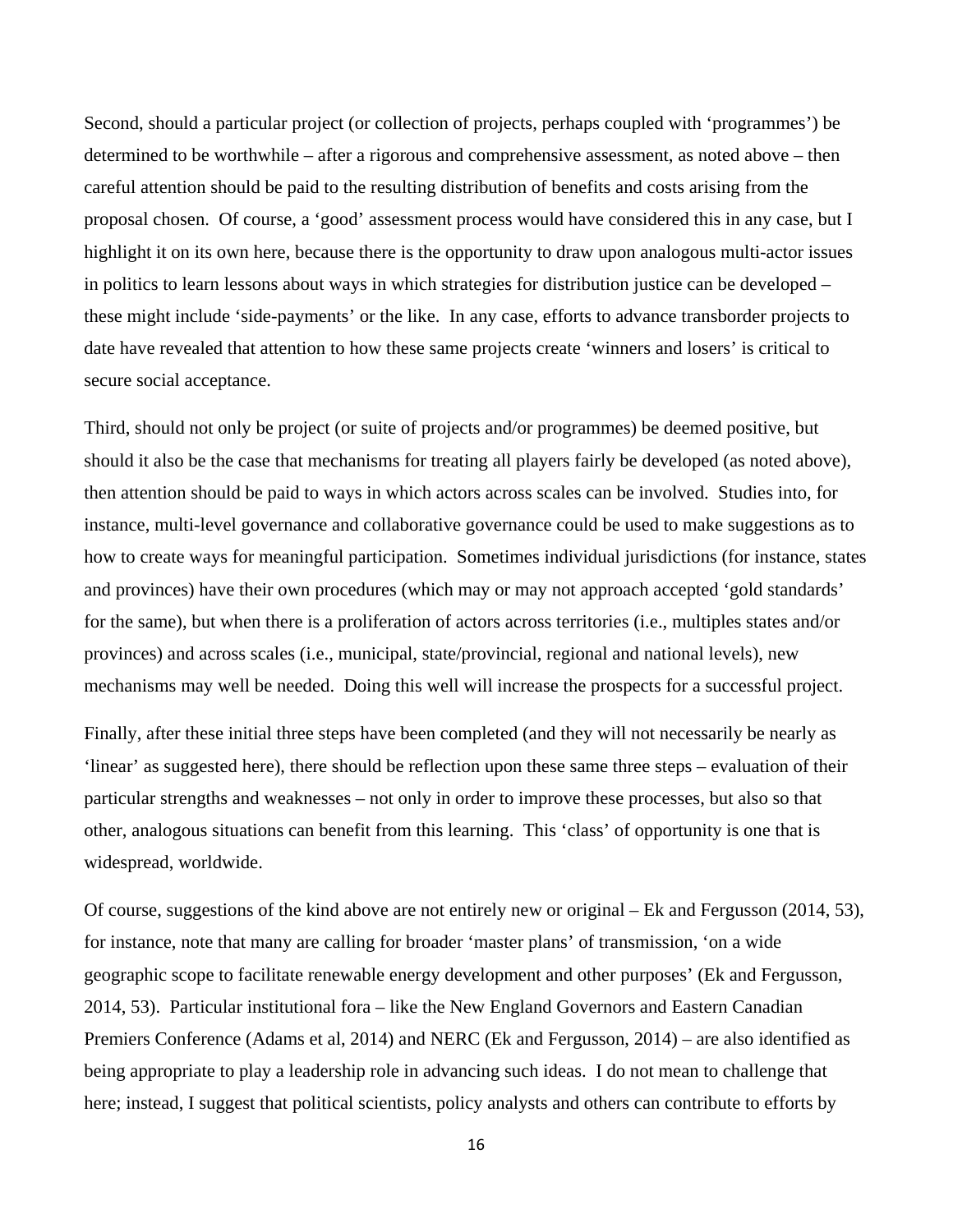Second, should a particular project (or collection of projects, perhaps coupled with 'programmes') be determined to be worthwhile – after a rigorous and comprehensive assessment, as noted above – then careful attention should be paid to the resulting distribution of benefits and costs arising from the proposal chosen. Of course, a 'good' assessment process would have considered this in any case, but I highlight it on its own here, because there is the opportunity to draw upon analogous multi-actor issues in politics to learn lessons about ways in which strategies for distribution justice can be developed – these might include 'side-payments' or the like. In any case, efforts to advance transborder projects to date have revealed that attention to how these same projects create 'winners and losers' is critical to secure social acceptance.

Third, should not only be project (or suite of projects and/or programmes) be deemed positive, but should it also be the case that mechanisms for treating all players fairly be developed (as noted above), then attention should be paid to ways in which actors across scales can be involved. Studies into, for instance, multi-level governance and collaborative governance could be used to make suggestions as to how to create ways for meaningful participation. Sometimes individual jurisdictions (for instance, states and provinces) have their own procedures (which may or may not approach accepted 'gold standards' for the same), but when there is a proliferation of actors across territories (i.e., multiples states and/or provinces) and across scales (i.e., municipal, state/provincial, regional and national levels), new mechanisms may well be needed. Doing this well will increase the prospects for a successful project.

Finally, after these initial three steps have been completed (and they will not necessarily be nearly as 'linear' as suggested here), there should be reflection upon these same three steps – evaluation of their particular strengths and weaknesses – not only in order to improve these processes, but also so that other, analogous situations can benefit from this learning. This 'class' of opportunity is one that is widespread, worldwide.

Of course, suggestions of the kind above are not entirely new or original – Ek and Fergusson (2014, 53), for instance, note that many are calling for broader 'master plans' of transmission, 'on a wide geographic scope to facilitate renewable energy development and other purposes' (Ek and Fergusson, 2014, 53). Particular institutional fora – like the New England Governors and Eastern Canadian Premiers Conference (Adams et al, 2014) and NERC (Ek and Fergusson, 2014) – are also identified as being appropriate to play a leadership role in advancing such ideas. I do not mean to challenge that here; instead, I suggest that political scientists, policy analysts and others can contribute to efforts by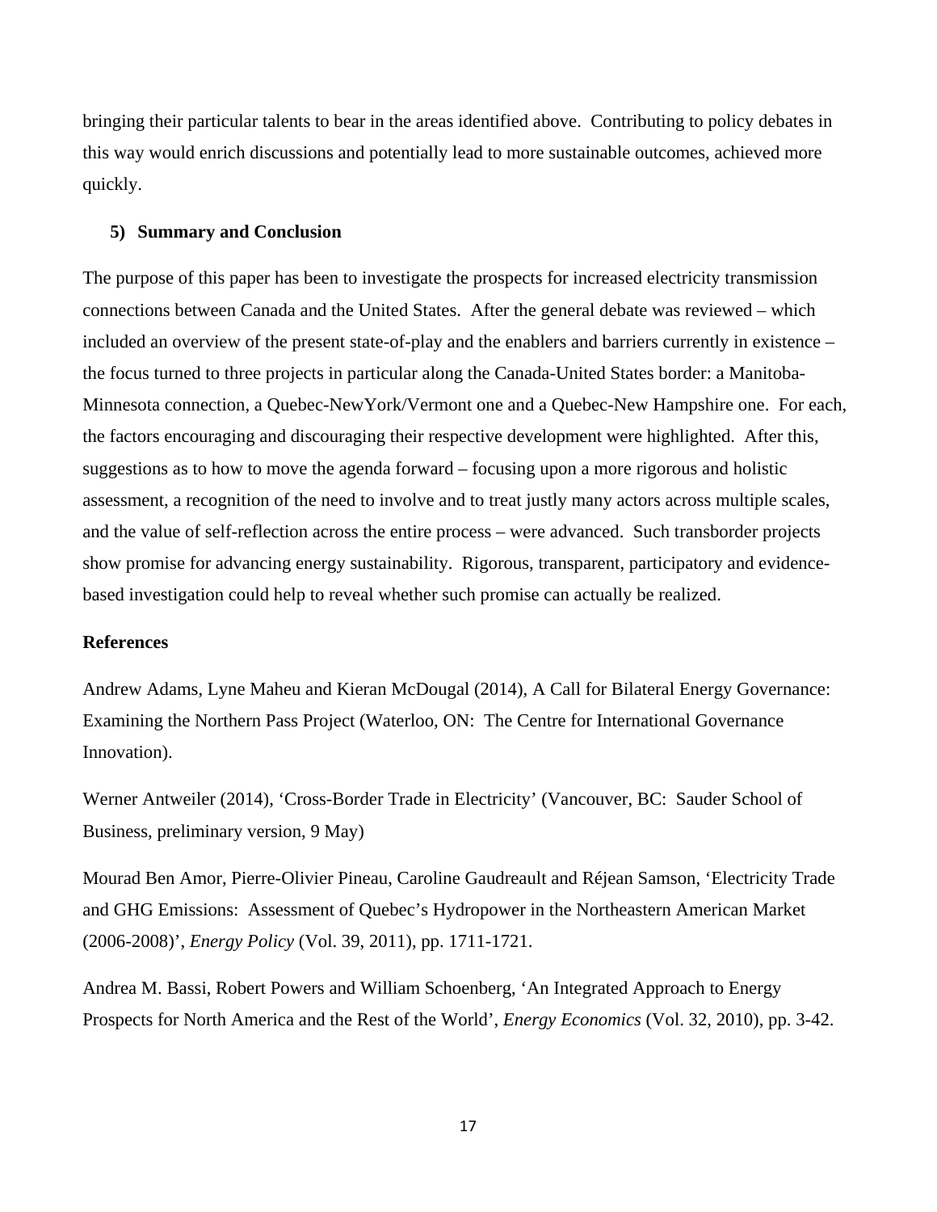bringing their particular talents to bear in the areas identified above. Contributing to policy debates in this way would enrich discussions and potentially lead to more sustainable outcomes, achieved more quickly.

## 5) Summary and Conclusion

The purpose of this paper has been to investigate the prospects for increased electricity transmission connections between Canada and the United States. After the general debate was reviewed – which included an overview of the present state-of-play and the enablers and barriers currently in existence – the focus turned to three projects in particular along the Canada-United States border: a Manitoba-Minnesota connection, a Quebec-NewYork/Vermont one and a Quebec-New Hampshire one. For each, the factors encouraging and discouraging their respective development were highlighted. After this, suggestions as to how to move the agenda forward – focusing upon a more rigorous and holistic assessment, a recognition of the need to involve and to treat justly many actors across multiple scales, and the value of self-reflection across the entire process – were advanced. Such transborder projects show promise for advancing energy sustainability. Rigorous, transparent, participatory and evidence-based investigation could help to reveal whether such promise can actually be realized.

## References

Andrew Adams, Lyne Maheu and Kieran McDougal (2014), A Call for Bilateral Energy Governance: Examining the Northern Pass Project (Waterloo, ON: The Centre for International Governance Innovation).

Werner Antweiler (2014), 'Cross-Border Trade in Electricity' (Vancouver, BC: Sauder School of Business, preliminary version, 9 May)

Mourad Ben Amor, Pierre-Olivier Pineau, Caroline Gaudreault and Réjean Samson, 'Electricity Trade and GHG Emissions: Assessment of Quebec's Hydropower in the Northeastern American Market (2006-2008)', *Energy Policy* (Vol. 39, 2011), pp. 1711-1721.

Andrea M. Bassi, Robert Powers and William Schoenberg, 'An Integrated Approach to Energy Prospects for North America and the Rest of the World', *Energy Economics* (Vol. 32, 2010), pp. 3-42.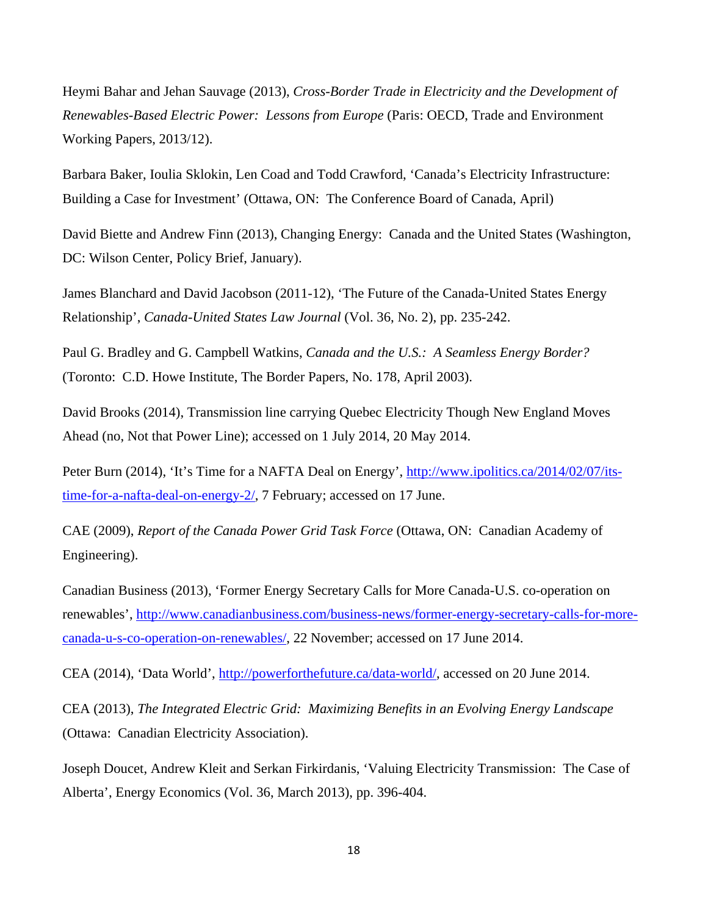Heymi Bahar and Jehan Sauvage (2013), *Cross-Border Trade in Electricity and the Development of Renewables-Based Electric Power: Lessons from Europe* (Paris: OECD, Trade and Environment Working Papers, 2013/12).

Barbara Baker, Ioulia Sklokin, Len Coad and Todd Crawford, 'Canada's Electricity Infrastructure: Building a Case for Investment' (Ottawa, ON: The Conference Board of Canada, April)

David Biette and Andrew Finn (2013), Changing Energy: Canada and the United States (Washington, DC: Wilson Center, Policy Brief, January).

James Blanchard and David Jacobson (2011-12), 'The Future of the Canada-United States Energy Relationship', *Canada-United States Law Journal* (Vol. 36, No. 2), pp. 235-242.

Paul G. Bradley and G. Campbell Watkins, *Canada and the U.S.: A Seamless Energy Border?* (Toronto: C.D. Howe Institute, The Border Papers, No. 178, April 2003).

David Brooks (2014), Transmission line carrying Quebec Electricity Though New England Moves Ahead (no, Not that Power Line); accessed on 1 July 2014, 20 May 2014.

Peter Burn (2014), 'It's Time for a NAFTA Deal on Energy', http://www.ipolitics.ca/2014/02/07/its-time-for-a-nafta-deal-on-energy-2/, 7 February; accessed on 17 June.

CAE (2009), *Report of the Canada Power Grid Task Force* (Ottawa, ON: Canadian Academy of Engineering).

Canadian Business (2013), 'Former Energy Secretary Calls for More Canada-U.S. co-operation on renewables', http://www.canadianbusiness.com/business-news/former-energy-secretary-calls-for-more-canada-u-s-co-operation-on-renewables/, 22 November; accessed on 17 June 2014.

CEA (2014), 'Data World', http://powerforthefuture.ca/data-world/, accessed on 20 June 2014.

CEA (2013), *The Integrated Electric Grid: Maximizing Benefits in an Evolving Energy Landscape* (Ottawa: Canadian Electricity Association).

Joseph Doucet, Andrew Kleit and Serkan Firkirdanis, 'Valuing Electricity Transmission: The Case of Alberta', Energy Economics (Vol. 36, March 2013), pp. 396-404.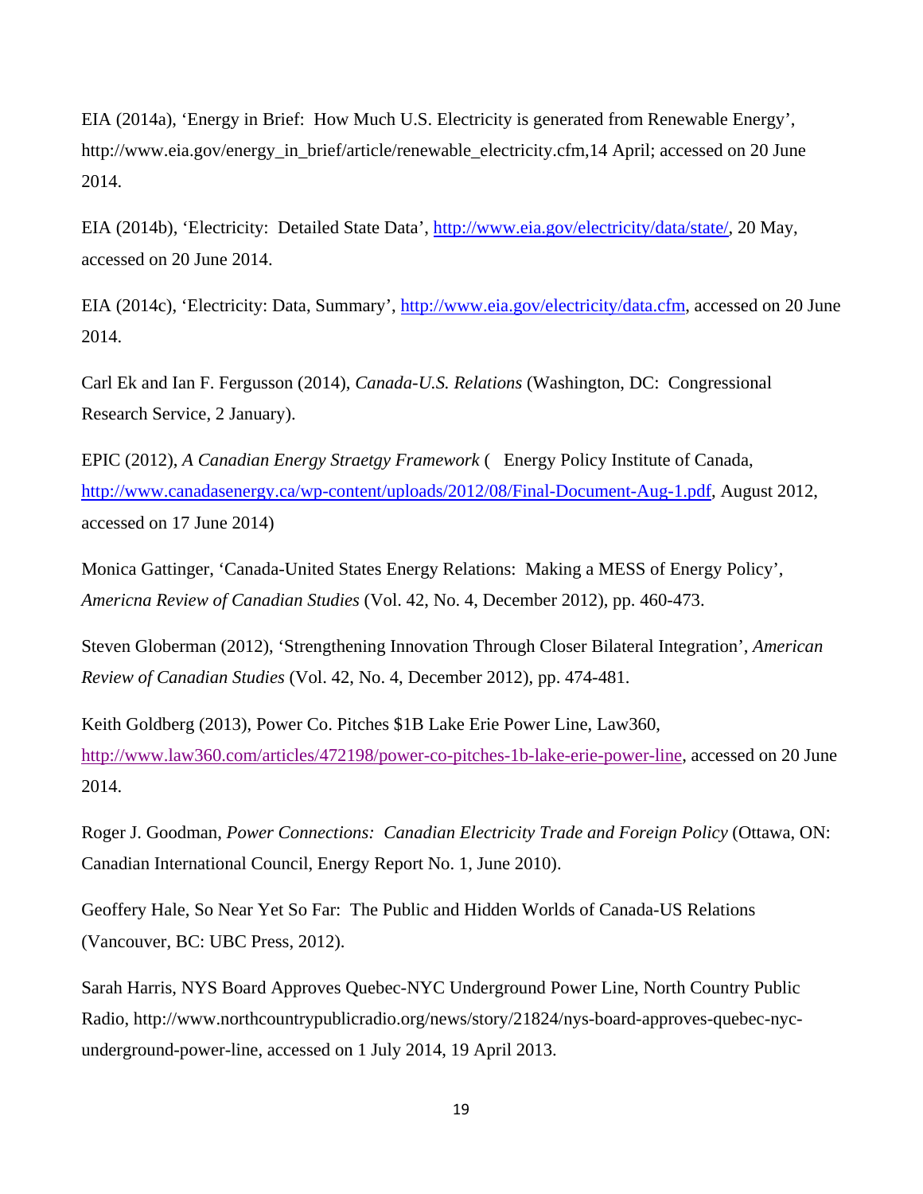EIA (2014a), 'Energy in Brief: How Much U.S. Electricity is generated from Renewable Energy', http://www.eia.gov/energy_in_brief/article/renewable_electricity.cfm,14 April; accessed on 20 June 2014.

EIA (2014b), 'Electricity: Detailed State Data', http://www.eia.gov/electricity/data/state/, 20 May, accessed on 20 June 2014.

EIA (2014c), 'Electricity: Data, Summary', http://www.eia.gov/electricity/data.cfm, accessed on 20 June 2014.

Carl Ek and Ian F. Fergusson (2014), *Canada-U.S. Relations* (Washington, DC: Congressional Research Service, 2 January).

EPIC (2012), *A Canadian Energy Straetgy Framework* ( Energy Policy Institute of Canada, http://www.canadasenergy.ca/wp-content/uploads/2012/08/Final-Document-Aug-1.pdf, August 2012, accessed on 17 June 2014)

Monica Gattinger, 'Canada-United States Energy Relations: Making a MESS of Energy Policy', *Americna Review of Canadian Studies* (Vol. 42, No. 4, December 2012), pp. 460-473.

Steven Globerman (2012), 'Strengthening Innovation Through Closer Bilateral Integration', *American Review of Canadian Studies* (Vol. 42, No. 4, December 2012), pp. 474-481.

Keith Goldberg (2013), Power Co. Pitches $1B Lake Erie Power Line, Law360, http://www.law360.com/articles/472198/power-co-pitches-1b-lake-erie-power-line, accessed on 20 June 2014.

Roger J. Goodman, *Power Connections: Canadian Electricity Trade and Foreign Policy* (Ottawa, ON: Canadian International Council, Energy Report No. 1, June 2010).

Geoffery Hale, So Near Yet So Far: The Public and Hidden Worlds of Canada-US Relations (Vancouver, BC: UBC Press, 2012).

Sarah Harris, NYS Board Approves Quebec-NYC Underground Power Line, North Country Public Radio, http://www.northcountrypublicradio.org/news/story/21824/nys-board-approves-quebec-nyc-underground-power-line, accessed on 1 July 2014, 19 April 2013.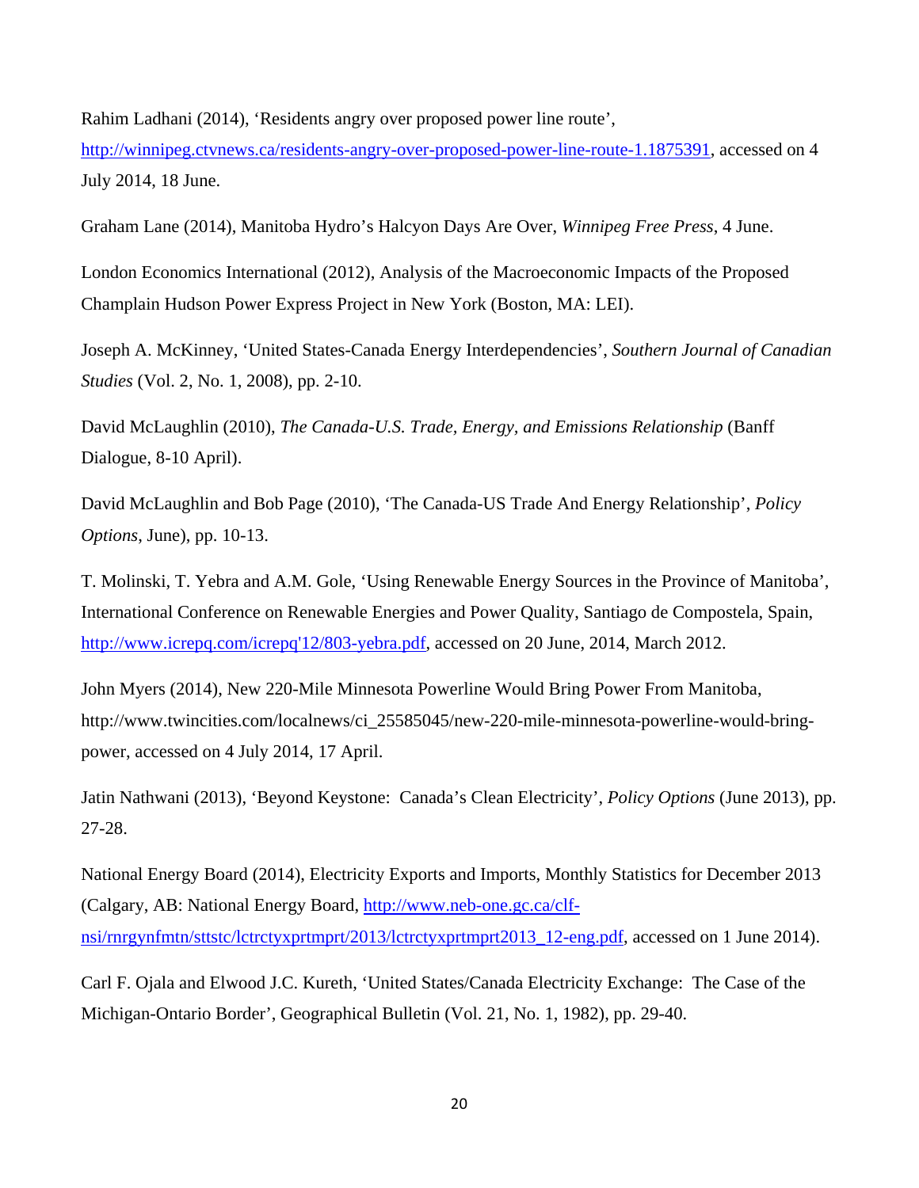Rahim Ladhani (2014), 'Residents angry over proposed power line route', http://winnipeg.ctvnews.ca/residents-angry-over-proposed-power-line-route-1.1875391, accessed on 4 July 2014, 18 June.

Graham Lane (2014), Manitoba Hydro's Halcyon Days Are Over, *Winnipeg Free Press*, 4 June.

London Economics International (2012), Analysis of the Macroeconomic Impacts of the Proposed Champlain Hudson Power Express Project in New York (Boston, MA: LEI).

Joseph A. McKinney, 'United States-Canada Energy Interdependencies', *Southern Journal of Canadian Studies* (Vol. 2, No. 1, 2008), pp. 2-10.

David McLaughlin (2010), *The Canada-U.S. Trade, Energy, and Emissions Relationship* (Banff Dialogue, 8-10 April).

David McLaughlin and Bob Page (2010), 'The Canada-US Trade And Energy Relationship', *Policy Options*, June), pp. 10-13.

T. Molinski, T. Yebra and A.M. Gole, 'Using Renewable Energy Sources in the Province of Manitoba', International Conference on Renewable Energies and Power Quality, Santiago de Compostela, Spain, http://www.icrepq.com/icrepq'12/803-yebra.pdf, accessed on 20 June, 2014, March 2012.

John Myers (2014), New 220-Mile Minnesota Powerline Would Bring Power From Manitoba, http://www.twincities.com/localnews/ci_25585045/new-220-mile-minnesota-powerline-would-bring-power, accessed on 4 July 2014, 17 April.

Jatin Nathwani (2013), 'Beyond Keystone: Canada's Clean Electricity', *Policy Options* (June 2013), pp. 27-28.

National Energy Board (2014), Electricity Exports and Imports, Monthly Statistics for December 2013 (Calgary, AB: National Energy Board, http://www.neb-one.gc.ca/clf-nsi/rnrgynfmtn/sttstc/lctrctyxprtmprt/2013/lctrctyxprtmprt2013_12-eng.pdf, accessed on 1 June 2014).

Carl F. Ojala and Elwood J.C. Kureth, 'United States/Canada Electricity Exchange: The Case of the Michigan-Ontario Border', Geographical Bulletin (Vol. 21, No. 1, 1982), pp. 29-40.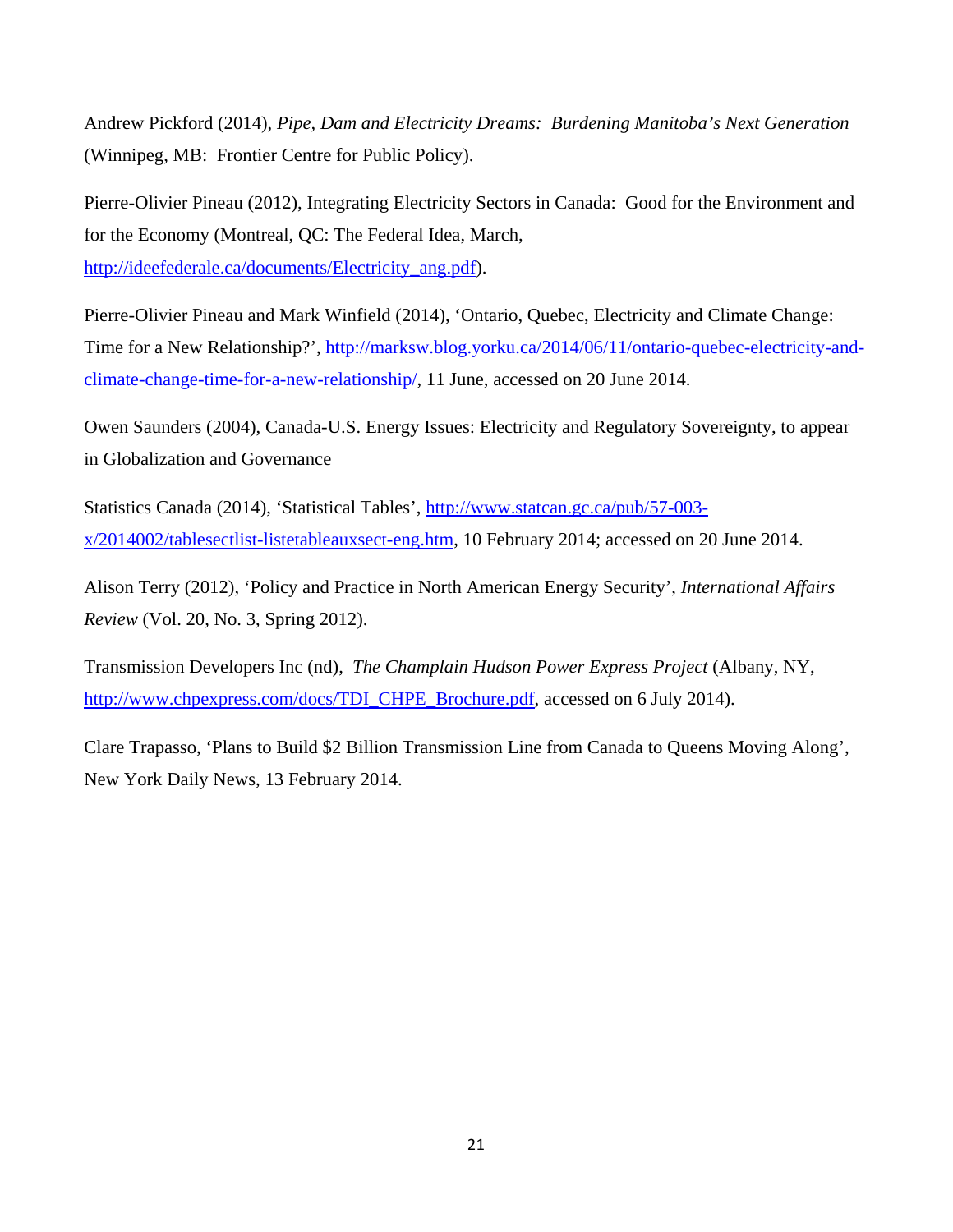Andrew Pickford (2014), *Pipe, Dam and Electricity Dreams: Burdening Manitoba's Next Generation* (Winnipeg, MB: Frontier Centre for Public Policy).

Pierre-Olivier Pineau (2012), Integrating Electricity Sectors in Canada: Good for the Environment and for the Economy (Montreal, QC: The Federal Idea, March, http://ideefederale.ca/documents/Electricity_ang.pdf).

Pierre-Olivier Pineau and Mark Winfield (2014), 'Ontario, Quebec, Electricity and Climate Change: Time for a New Relationship?', http://marksw.blog.yorku.ca/2014/06/11/ontario-quebec-electricity-and-climate-change-time-for-a-new-relationship/, 11 June, accessed on 20 June 2014.

Owen Saunders (2004), Canada-U.S. Energy Issues: Electricity and Regulatory Sovereignty, to appear in Globalization and Governance

Statistics Canada (2014), 'Statistical Tables', http://www.statcan.gc.ca/pub/57-003-x/2014002/tablesectlist-listetableauxsect-eng.htm, 10 February 2014; accessed on 20 June 2014.

Alison Terry (2012), 'Policy and Practice in North American Energy Security', *International Affairs Review* (Vol. 20, No. 3, Spring 2012).

Transmission Developers Inc (nd), *The Champlain Hudson Power Express Project* (Albany, NY, http://www.chpexpress.com/docs/TDI_CHPE_Brochure.pdf, accessed on 6 July 2014).

Clare Trapasso, 'Plans to Build $2 Billion Transmission Line from Canada to Queens Moving Along', New York Daily News, 13 February 2014.